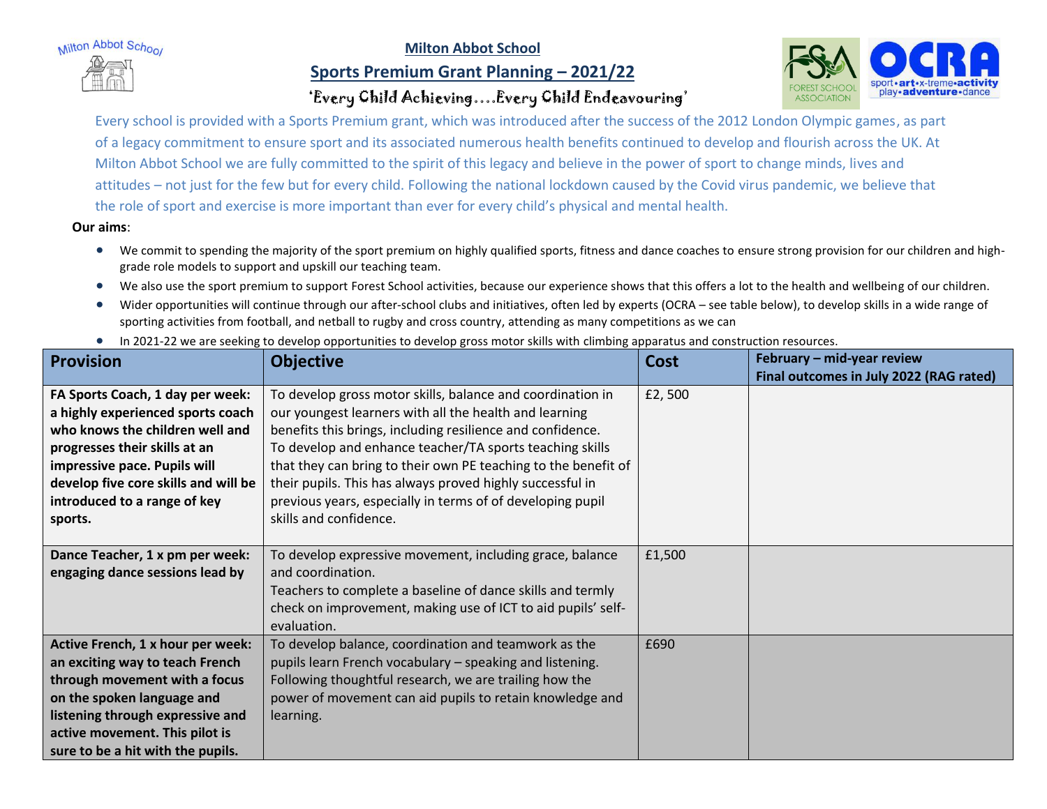# Milton Abbot School

## Sports Premium Grant Planning – 2021/22

'Every Child Achieving….Every Child Endeavouring'

Every school is provided with a Sports Premium grant, which was introduced after the success of the 2012 London Olympic games, as part of a legacy commitment to ensure sport and its associated numerous health benefits continued to develop and flourish across the UK. At Milton Abbot School we are fully committed to the spirit of this legacy and believe in the power of sport to change minds, lives and attitudes – not just for the few but for every child. Following the national lockdown caused by the Covid virus pandemic, we believe that the role of sport and exercise is more important than ever for every child's physical and mental health.

**Our aims**:

- We commit to spending the majority of the sport premium on highly qualified sports, fitness and dance coaches to ensure strong provision for our children and high-grade role models to support and upskill our teaching team.
- We also use the sport premium to support Forest School activities, because our experience shows that this offers a lot to the health and wellbeing of our children.
- Wider opportunities will continue through our after-school clubs and initiatives, often led by experts (OCRA – see table below), to develop skills in a wide range of sporting activities from football, and netball to rugby and cross country, attending as many competitions as we can
- In 2021-22 we are seeking to develop opportunities to develop gross motor skills with climbing apparatus and construction resources.

| Provision | Objective | Cost | February – mid-year review<br>Final outcomes in July 2022 (RAG rated) |
|---|---|---|---|
| **FA Sports Coach, 1 day per week: a highly experienced sports coach who knows the children well and progresses their skills at an impressive pace. Pupils will develop five core skills and will be introduced to a range of key sports.** | To develop gross motor skills, balance and coordination in our youngest learners with all the health and learning benefits this brings, including resilience and confidence.<br>To develop and enhance teacher/TA sports teaching skills that they can bring to their own PE teaching to the benefit of their pupils. This has always proved highly successful in previous years, especially in terms of of developing pupil skills and confidence. | £2, 500 | |
| **Dance Teacher, 1 x pm per week: engaging dance sessions lead by** | To develop expressive movement, including grace, balance and coordination.<br>Teachers to complete a baseline of dance skills and termly check on improvement, making use of ICT to aid pupils' self-evaluation. | £1,500 | |
| **Active French, 1 x hour per week: an exciting way to teach French through movement with a focus on the spoken language and listening through expressive and active movement. This pilot is sure to be a hit with the pupils.** | To develop balance, coordination and teamwork as the pupils learn French vocabulary – speaking and listening. Following thoughtful research, we are trailing how the power of movement can aid pupils to retain knowledge and learning. | £690 | |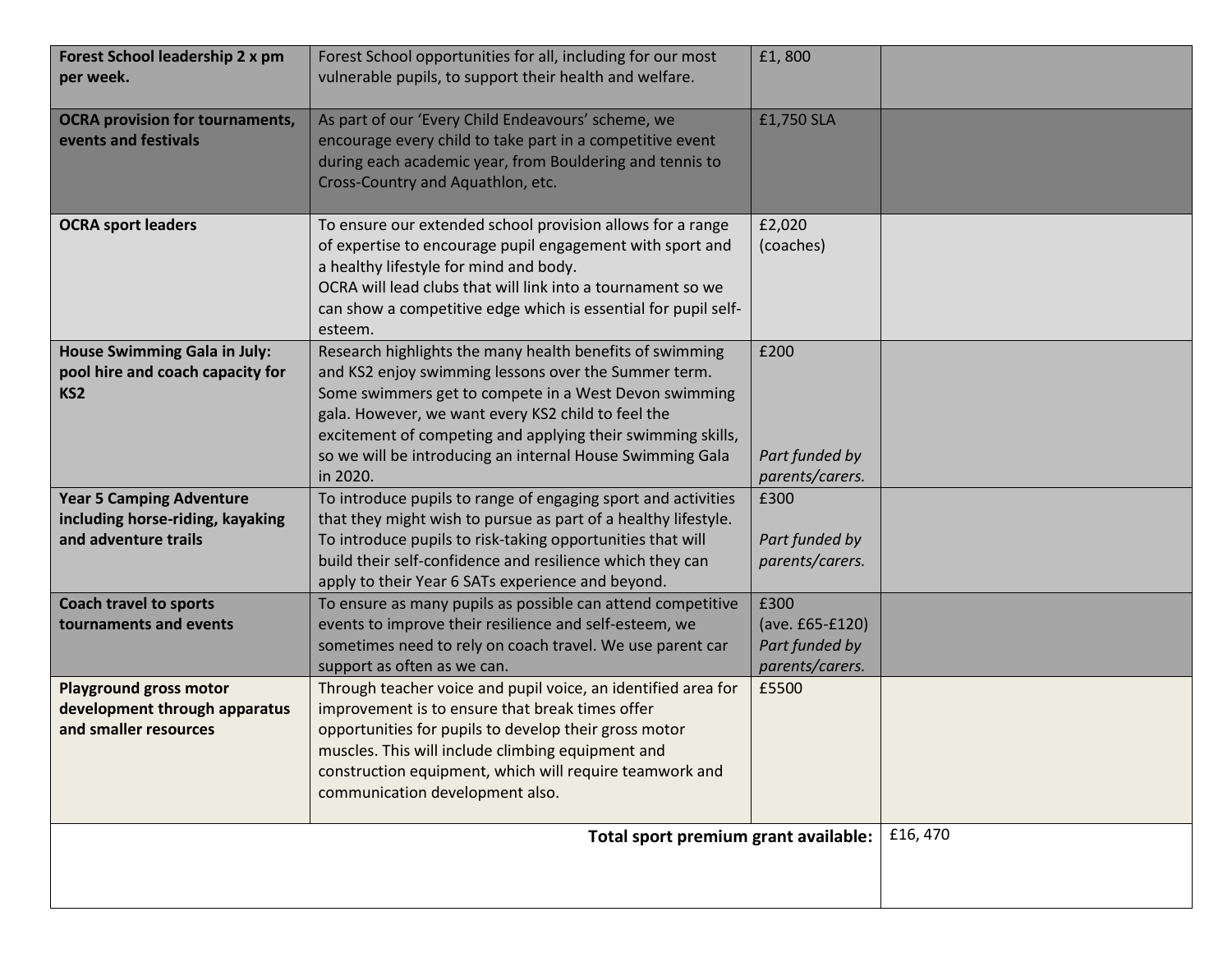| | | | |
|---|---|---|---|
| **Forest School leadership 2 x pm per week.** | Forest School opportunities for all, including for our most vulnerable pupils, to support their health and welfare. | £1, 800 | |
| **OCRA provision for tournaments, events and festivals** | As part of our 'Every Child Endeavours' scheme, we encourage every child to take part in a competitive event during each academic year, from Bouldering and tennis to Cross-Country and Aquathlon, etc. | £1,750 SLA | |
| **OCRA sport leaders** | To ensure our extended school provision allows for a range of expertise to encourage pupil engagement with sport and a healthy lifestyle for mind and body.<br>OCRA will lead clubs that will link into a tournament so we can show a competitive edge which is essential for pupil self-esteem. | £2,020 (coaches) | |
| **House Swimming Gala in July: pool hire and coach capacity for KS2** | Research highlights the many health benefits of swimming and KS2 enjoy swimming lessons over the Summer term. Some swimmers get to compete in a West Devon swimming gala. However, we want every KS2 child to feel the excitement of competing and applying their swimming skills, so we will be introducing an internal House Swimming Gala in 2020. | £200<br>*Part funded by parents/carers.* | |
| **Year 5 Camping Adventure including horse-riding, kayaking and adventure trails** | To introduce pupils to range of engaging sport and activities that they might wish to pursue as part of a healthy lifestyle. To introduce pupils to risk-taking opportunities that will build their self-confidence and resilience which they can apply to their Year 6 SATs experience and beyond. | £300<br>*Part funded by parents/carers.* | |
| **Coach travel to sports tournaments and events** | To ensure as many pupils as possible can attend competitive events to improve their resilience and self-esteem, we sometimes need to rely on coach travel. We use parent car support as often as we can. | £300 (ave. £65-£120)<br>*Part funded by parents/carers.* | |
| **Playground gross motor development through apparatus and smaller resources** | Through teacher voice and pupil voice, an identified area for improvement is to ensure that break times offer opportunities for pupils to develop their gross motor muscles. This will include climbing equipment and construction equipment, which will require teamwork and communication development also. | £5500 | |
| | | **Total sport premium grant available:** | £16, 470 |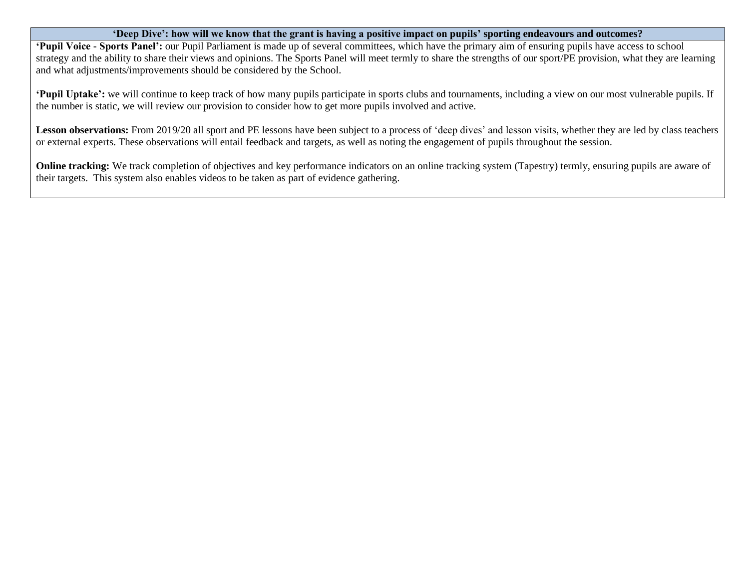| ‘Deep Dive’: how will we know that the grant is having a positive impact on pupils’ sporting endeavours and outcomes? |
|---|
| **‘Pupil Voice - Sports Panel’:** our Pupil Parliament is made up of several committees, which have the primary aim of ensuring pupils have access to school strategy and the ability to share their views and opinions. The Sports Panel will meet termly to share the strengths of our sport/PE provision, what they are learning and what adjustments/improvements should be considered by the School.<br><br>**‘Pupil Uptake’:** we will continue to keep track of how many pupils participate in sports clubs and tournaments, including a view on our most vulnerable pupils. If the number is static, we will review our provision to consider how to get more pupils involved and active.<br><br>**Lesson observations:** From 2019/20 all sport and PE lessons have been subject to a process of ‘deep dives’ and lesson visits, whether they are led by class teachers or external experts. These observations will entail feedback and targets, as well as noting the engagement of pupils throughout the session.<br><br>**Online tracking:** We track completion of objectives and key performance indicators on an online tracking system (Tapestry) termly, ensuring pupils are aware of their targets. This system also enables videos to be taken as part of evidence gathering. |